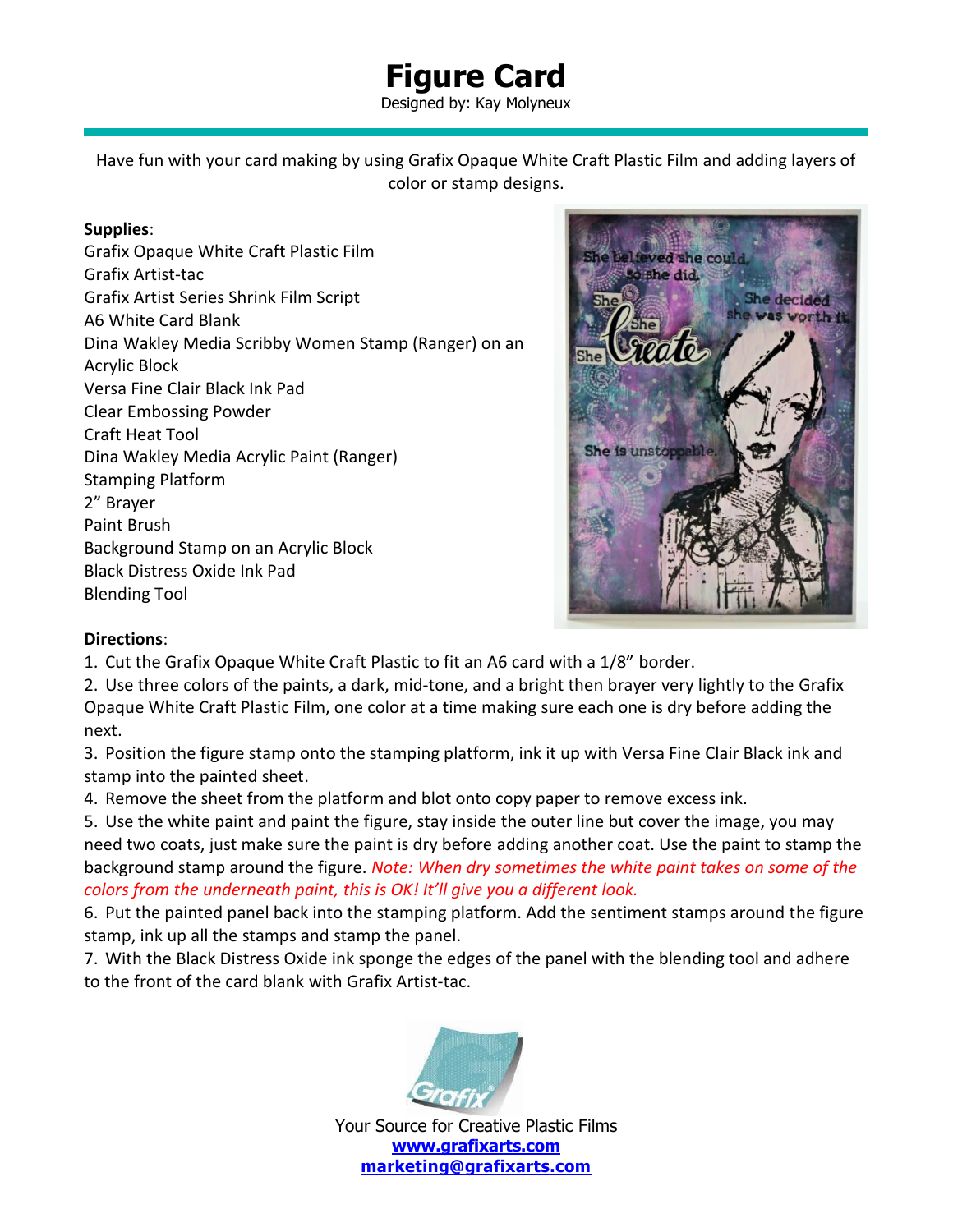# Figure Card

Designed by: Kay Molyneux

Have fun with your card making by using Grafix Opaque White Craft Plastic Film and adding layers of color or stamp designs.

**Supplies**:

Grafix Opaque White Craft Plastic Film
Grafix Artist-tac
Grafix Artist Series Shrink Film Script
A6 White Card Blank
Dina Wakley Media Scribby Women Stamp (Ranger) on an Acrylic Block
Versa Fine Clair Black Ink Pad
Clear Embossing Powder
Craft Heat Tool
Dina Wakley Media Acrylic Paint (Ranger)
Stamping Platform
2" Brayer
Paint Brush
Background Stamp on an Acrylic Block
Black Distress Oxide Ink Pad
Blending Tool

**Directions**:

1. Cut the Grafix Opaque White Craft Plastic to fit an A6 card with a 1/8" border.
2. Use three colors of the paints, a dark, mid-tone, and a bright then brayer very lightly to the Grafix Opaque White Craft Plastic Film, one color at a time making sure each one is dry before adding the next.
3. Position the figure stamp onto the stamping platform, ink it up with Versa Fine Clair Black ink and stamp into the painted sheet.
4. Remove the sheet from the platform and blot onto copy paper to remove excess ink.
5. Use the white paint and paint the figure, stay inside the outer line but cover the image, you may need two coats, just make sure the paint is dry before adding another coat. Use the paint to stamp the background stamp around the figure. *Note: When dry sometimes the white paint takes on some of the colors from the underneath paint, this is OK! It'll give you a different look.*
6. Put the painted panel back into the stamping platform. Add the sentiment stamps around the figure stamp, ink up all the stamps and stamp the panel.
7. With the Black Distress Oxide ink sponge the edges of the panel with the blending tool and adhere to the front of the card blank with Grafix Artist-tac.

Your Source for Creative Plastic Films
**www.grafixarts.com**
**marketing@grafixarts.com**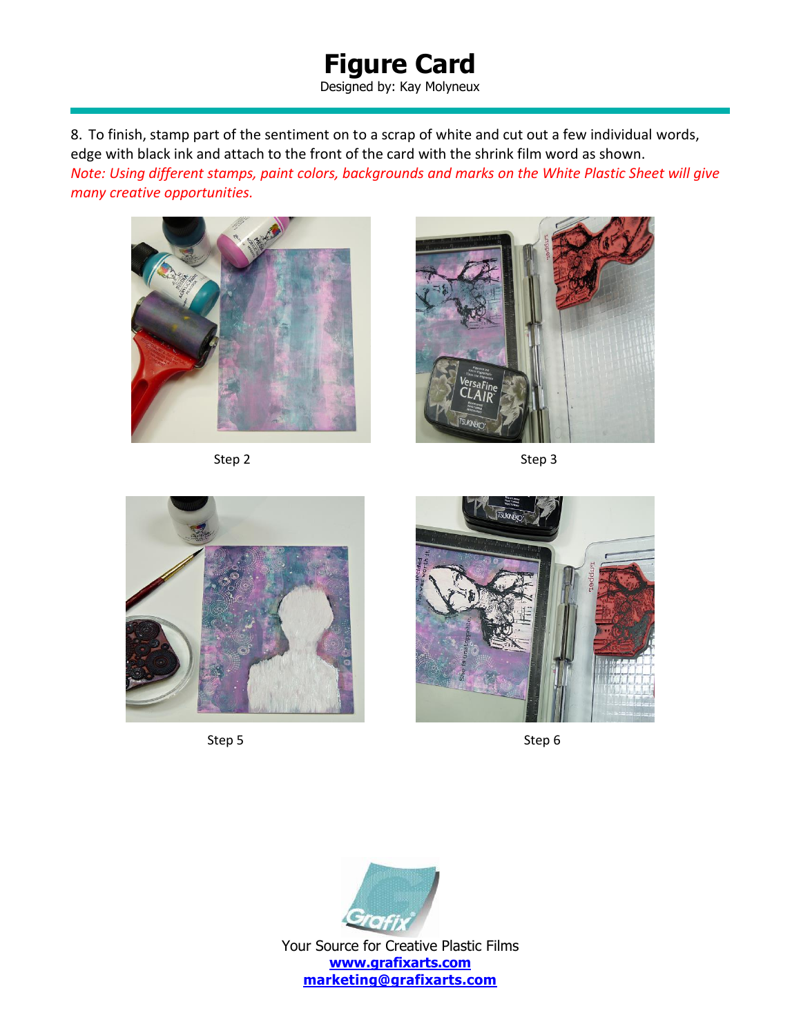# Figure Card

Designed by: Kay Molyneux

8. To finish, stamp part of the sentiment on to a scrap of white and cut out a few individual words, edge with black ink and attach to the front of the card with the shrink film word as shown.

*Note: Using different stamps, paint colors, backgrounds and marks on the White Plastic Sheet will give many creative opportunities.*

Step 2

Step 3

Step 5

Step 6

Your Source for Creative Plastic Films

**www.grafixarts.com**

**marketing@grafixarts.com**